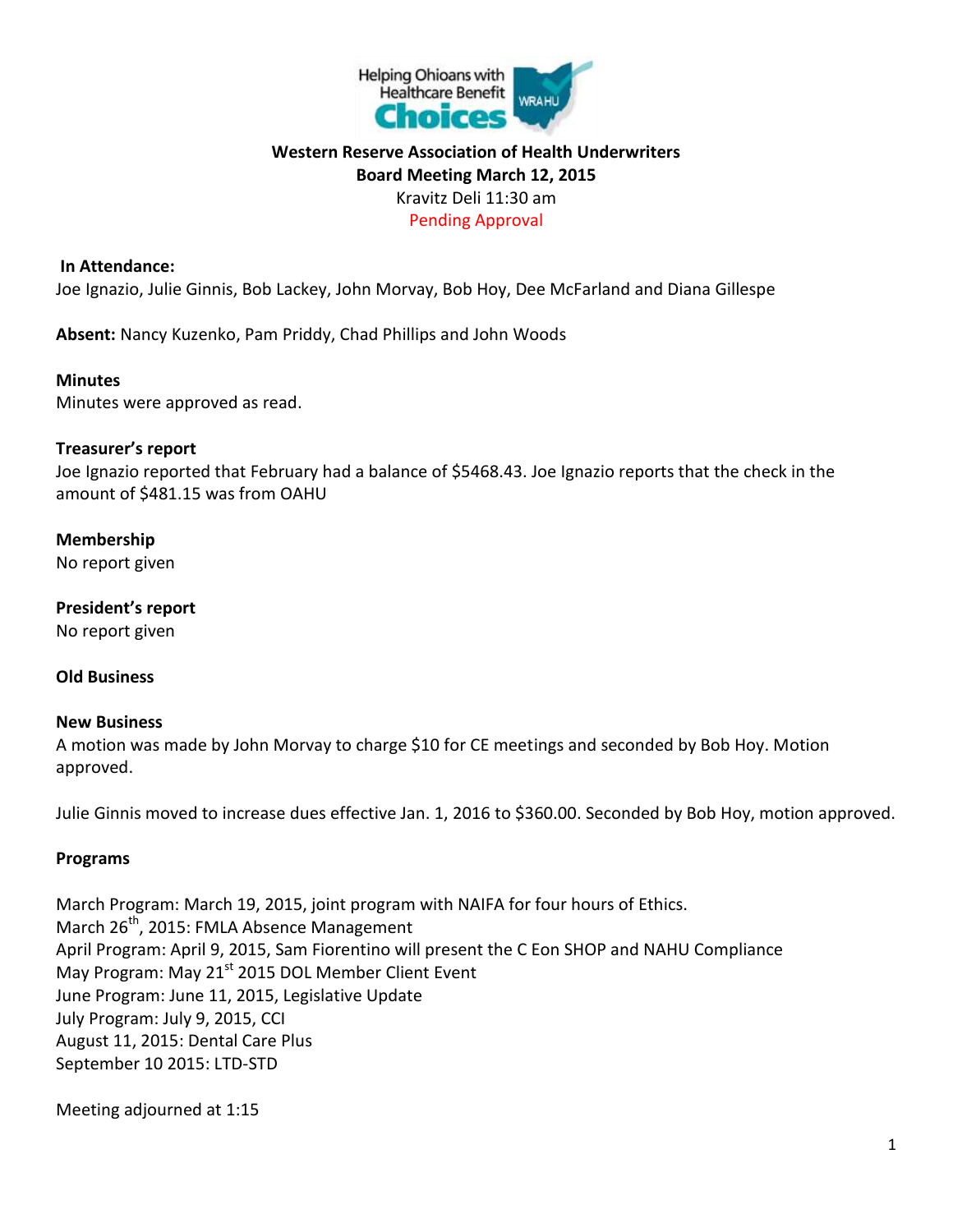Helping Ohioans with Healthcare Benefit Choices

**Western Reserve Association of Health Underwriters**
**Board Meeting March 12, 2015**
Kravitz Deli 11:30 am
Pending Approval

**In Attendance:**
Joe Ignazio, Julie Ginnis, Bob Lackey, John Morvay, Bob Hoy, Dee McFarland and Diana Gillespe

**Absent:** Nancy Kuzenko, Pam Priddy, Chad Phillips and John Woods

**Minutes**
Minutes were approved as read.

**Treasurer's report**
Joe Ignazio reported that February had a balance of $5468.43. Joe Ignazio reports that the check in the amount of $481.15 was from OAHU

**Membership**
No report given

**President's report**
No report given

**Old Business**

**New Business**
A motion was made by John Morvay to charge $10 for CE meetings and seconded by Bob Hoy. Motion approved.

Julie Ginnis moved to increase dues effective Jan. 1, 2016 to $360.00. Seconded by Bob Hoy, motion approved.

**Programs**

March Program: March 19, 2015, joint program with NAIFA for four hours of Ethics.
March 26th, 2015: FMLA Absence Management
April Program: April 9, 2015, Sam Fiorentino will present the C Eon SHOP and NAHU Compliance
May Program: May 21st 2015 DOL Member Client Event
June Program: June 11, 2015, Legislative Update
July Program: July 9, 2015, CCI
August 11, 2015: Dental Care Plus
September 10 2015: LTD-STD

Meeting adjourned at 1:15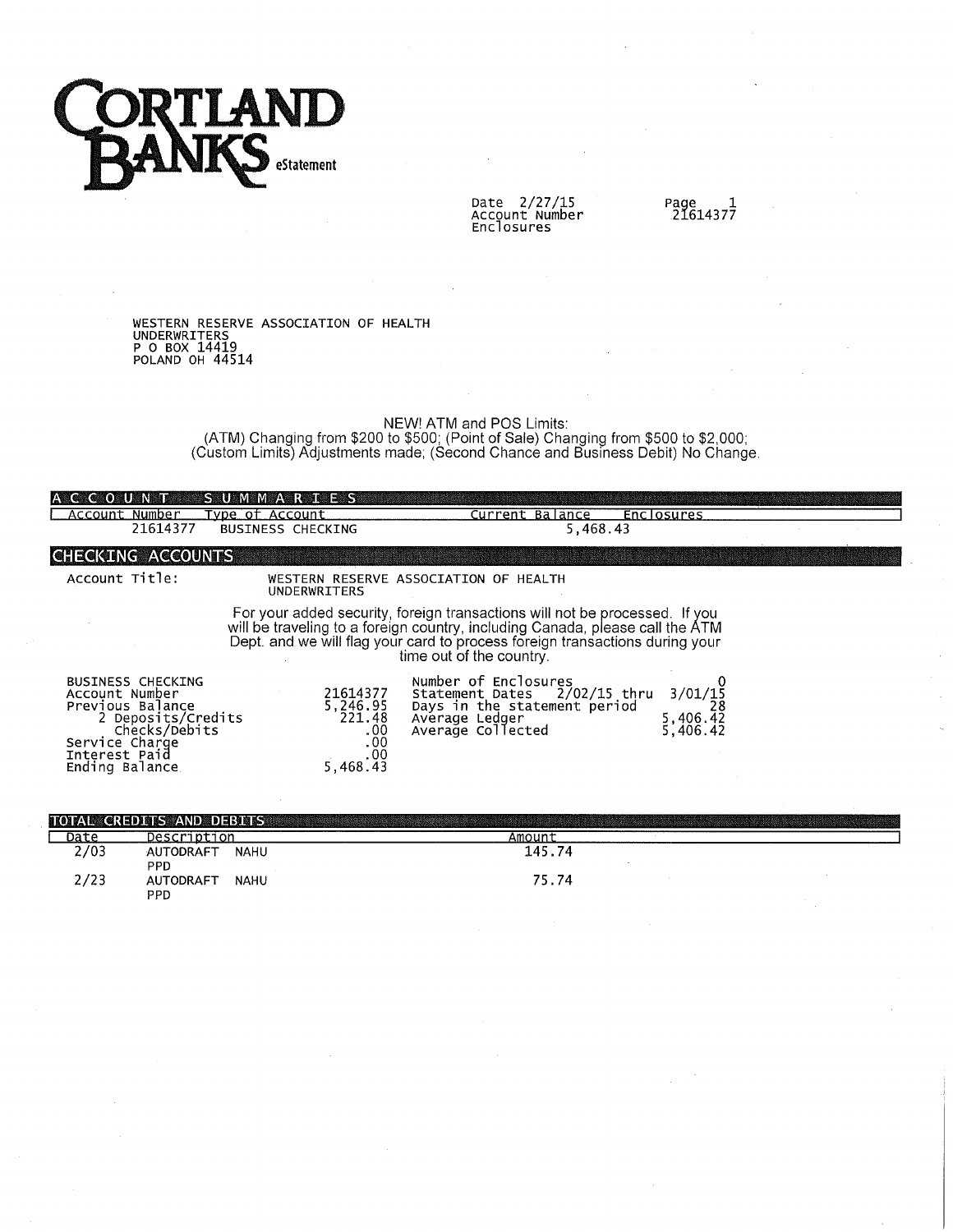# CORTLAND BANKS eStatement

Date 2/27/15
Account Number
Enclosures

Page 1
21614377

WESTERN RESERVE ASSOCIATION OF HEALTH
UNDERWRITERS
P O BOX 14419
POLAND OH 44514

NEW! ATM and POS Limits:
(ATM) Changing from $200 to $500; (Point of Sale) Changing from $500 to $2,000;
(Custom Limits) Adjustments made; (Second Chance and Business Debit) No Change.

## ACCOUNT SUMMARIES

| Account Number | Type of Account | Current Balance | Enclosures |
|---|---|---|---|
| 21614377 | BUSINESS CHECKING | 5,468.43 | |

## CHECKING ACCOUNTS

Account Title: WESTERN RESERVE ASSOCIATION OF HEALTH UNDERWRITERS

For your added security, foreign transactions will not be processed. If you will be traveling to a foreign country, including Canada, please call the ATM Dept. and we will flag your card to process foreign transactions during your time out of the country.

| BUSINESS CHECKING | | | |
|---|---|---|---|
| Account Number | 21614377 | Number of Enclosures | 0 |
| Previous Balance | 5,246.95 | Statement Dates 2/02/15 thru | 3/01/15 |
| 2 Deposits/Credits | 221.48 | Days in the statement period | 28 |
| Checks/Debits | .00 | Average Ledger | 5,406.42 |
| Service Charge | .00 | Average Collected | 5,406.42 |
| Interest Paid | .00 | | |
| Ending Balance | 5,468.43 | | |

## TOTAL CREDITS AND DEBITS

| Date | Description | Amount |
|---|---|---|
| 2/03 | AUTODRAFT NAHU PPD | 145.74 |
| 2/23 | AUTODRAFT NAHU PPD | 75.74 |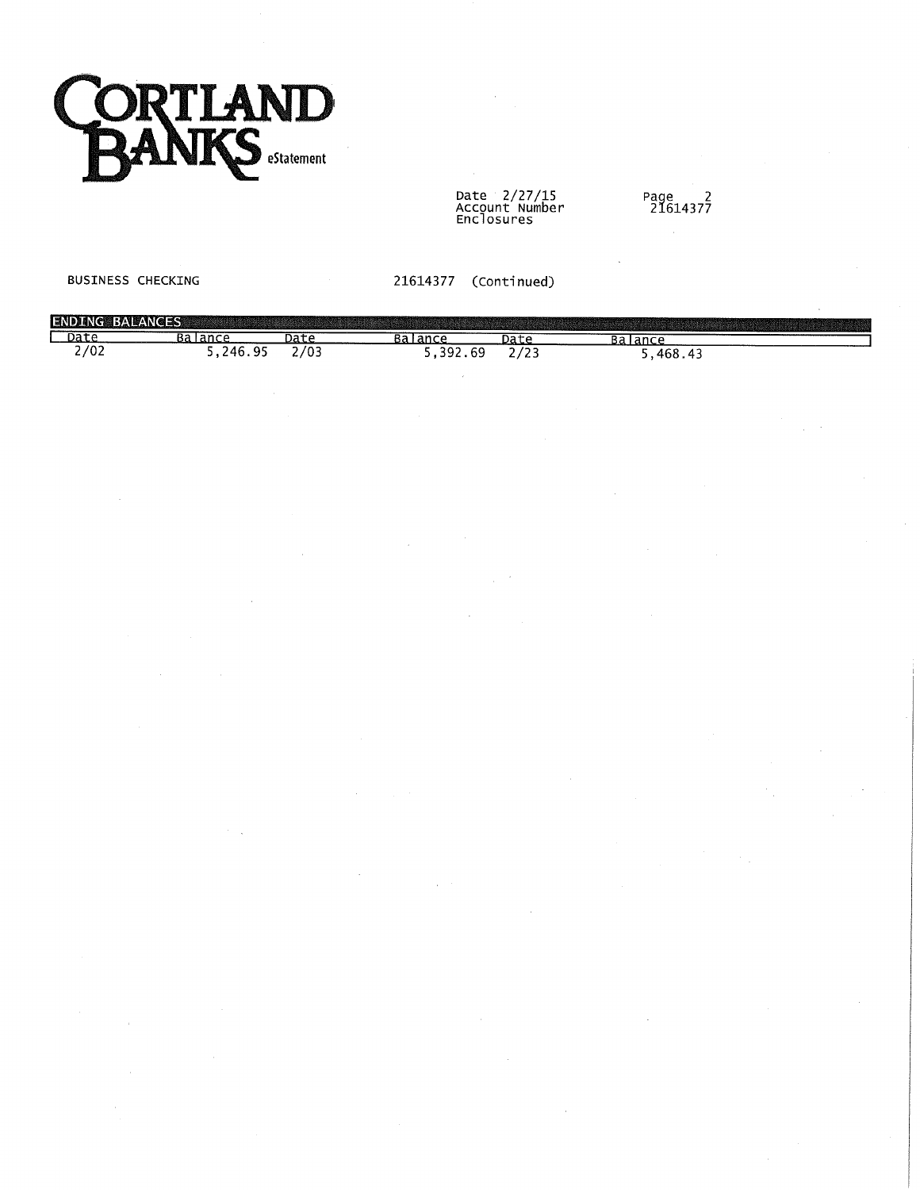CORTLAND BANKS eStatement

Date 2/27/15
Account Number 21614377
Enclosures

BUSINESS CHECKING 21614377 (Continued)

ENDING BALANCES

| Date | Balance | Date | Balance | Date | Balance |
|---|---|---|---|---|---|
| 2/02 | 5,246.95 | 2/03 | 5,392.69 | 2/23 | 5,468.43 |